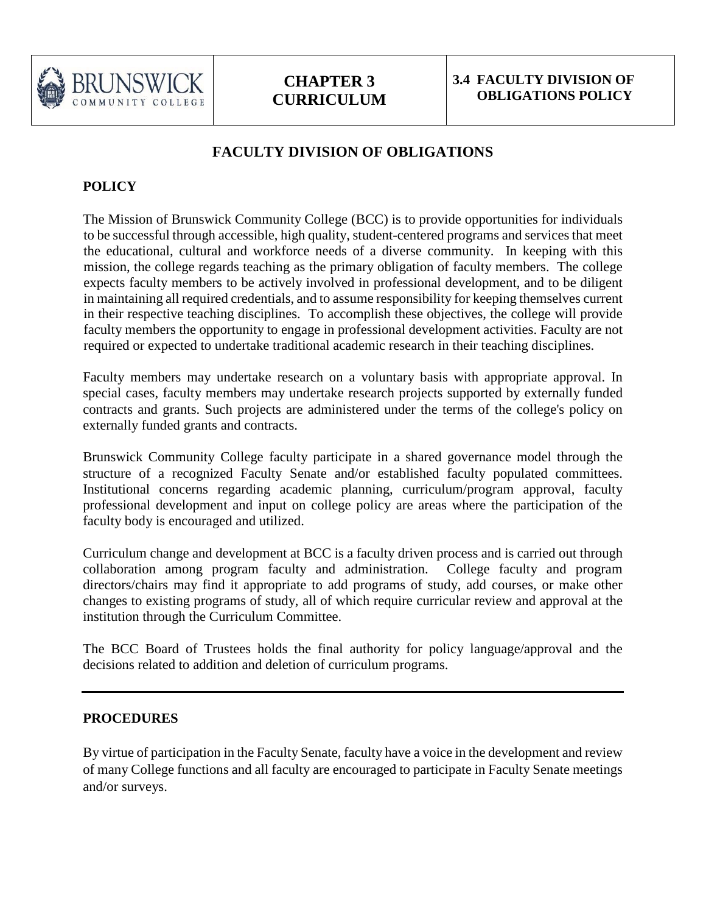| BRUNSWICK COMMUNITY COLLEGE | CHAPTER 3 CURRICULUM | 3.4 FACULTY DIVISION OF OBLIGATIONS POLICY |
| --- | --- | --- |

# FACULTY DIVISION OF OBLIGATIONS

## POLICY

The Mission of Brunswick Community College (BCC) is to provide opportunities for individuals to be successful through accessible, high quality, student-centered programs and services that meet the educational, cultural and workforce needs of a diverse community. In keeping with this mission, the college regards teaching as the primary obligation of faculty members. The college expects faculty members to be actively involved in professional development, and to be diligent in maintaining all required credentials, and to assume responsibility for keeping themselves current in their respective teaching disciplines. To accomplish these objectives, the college will provide faculty members the opportunity to engage in professional development activities. Faculty are not required or expected to undertake traditional academic research in their teaching disciplines.

Faculty members may undertake research on a voluntary basis with appropriate approval. In special cases, faculty members may undertake research projects supported by externally funded contracts and grants. Such projects are administered under the terms of the college's policy on externally funded grants and contracts.

Brunswick Community College faculty participate in a shared governance model through the structure of a recognized Faculty Senate and/or established faculty populated committees. Institutional concerns regarding academic planning, curriculum/program approval, faculty professional development and input on college policy are areas where the participation of the faculty body is encouraged and utilized.

Curriculum change and development at BCC is a faculty driven process and is carried out through collaboration among program faculty and administration. College faculty and program directors/chairs may find it appropriate to add programs of study, add courses, or make other changes to existing programs of study, all of which require curricular review and approval at the institution through the Curriculum Committee.

The BCC Board of Trustees holds the final authority for policy language/approval and the decisions related to addition and deletion of curriculum programs.

---

## PROCEDURES

By virtue of participation in the Faculty Senate, faculty have a voice in the development and review of many College functions and all faculty are encouraged to participate in Faculty Senate meetings and/or surveys.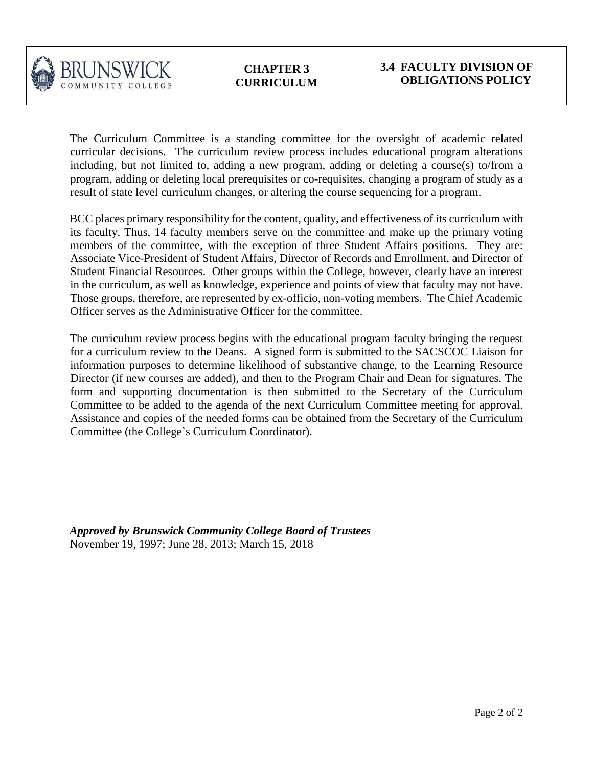The Curriculum Committee is a standing committee for the oversight of academic related curricular decisions. The curriculum review process includes educational program alterations including, but not limited to, adding a new program, adding or deleting a course(s) to/from a program, adding or deleting local prerequisites or co-requisites, changing a program of study as a result of state level curriculum changes, or altering the course sequencing for a program.

BCC places primary responsibility for the content, quality, and effectiveness of its curriculum with its faculty. Thus, 14 faculty members serve on the committee and make up the primary voting members of the committee, with the exception of three Student Affairs positions. They are: Associate Vice-President of Student Affairs, Director of Records and Enrollment, and Director of Student Financial Resources. Other groups within the College, however, clearly have an interest in the curriculum, as well as knowledge, experience and points of view that faculty may not have. Those groups, therefore, are represented by ex-officio, non-voting members. The Chief Academic Officer serves as the Administrative Officer for the committee.

The curriculum review process begins with the educational program faculty bringing the request for a curriculum review to the Deans. A signed form is submitted to the SACSCOC Liaison for information purposes to determine likelihood of substantive change, to the Learning Resource Director (if new courses are added), and then to the Program Chair and Dean for signatures. The form and supporting documentation is then submitted to the Secretary of the Curriculum Committee to be added to the agenda of the next Curriculum Committee meeting for approval. Assistance and copies of the needed forms can be obtained from the Secretary of the Curriculum Committee (the College's Curriculum Coordinator).

***Approved by Brunswick Community College Board of Trustees***
November 19, 1997; June 28, 2013; March 15, 2018